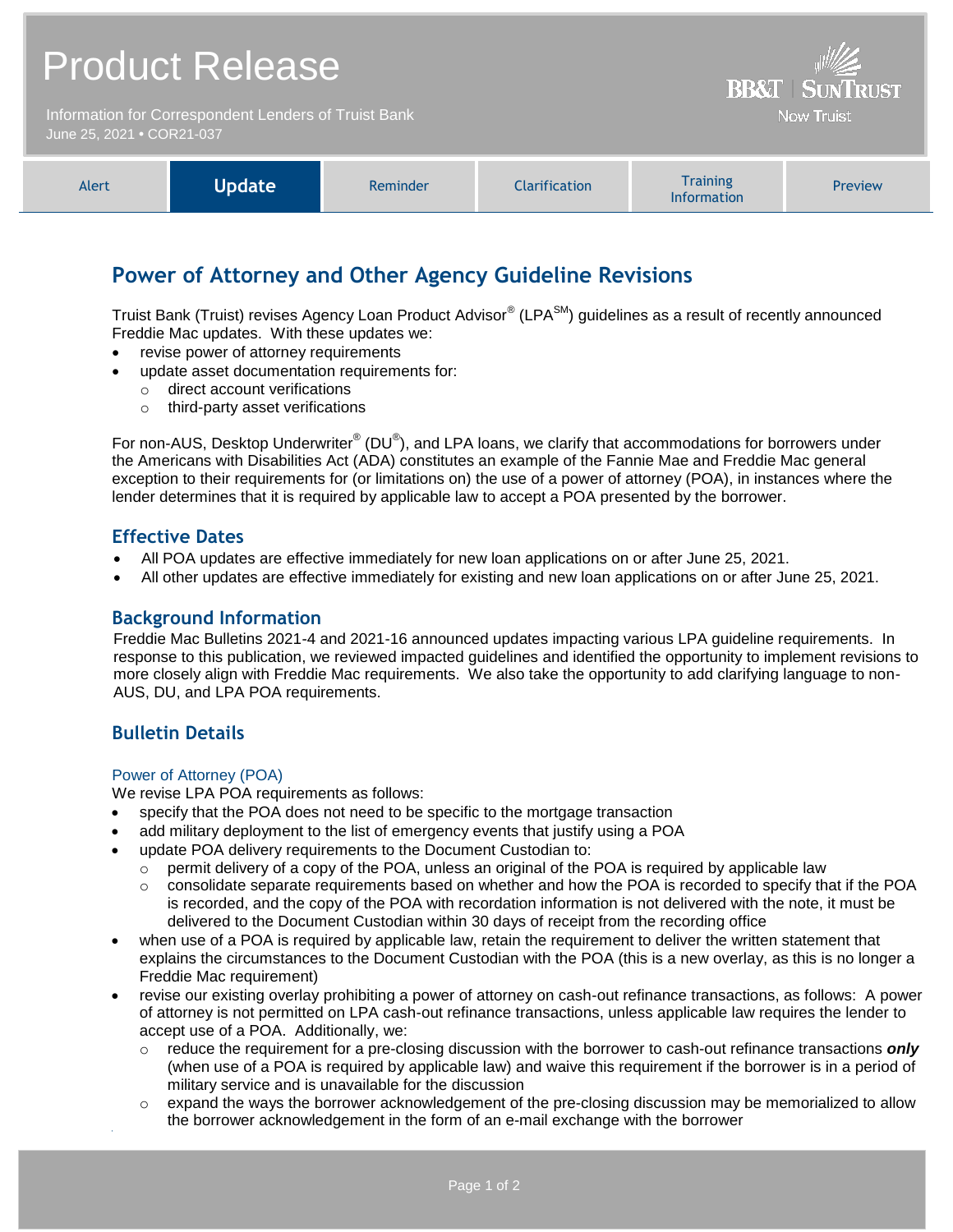# Product Release

Information for Correspondent Lenders of Truist Bank
June 25, 2021 • COR21-037

BB&T | SUNTRUST
Now Truist

| Alert | **Update** | Reminder | Clarification | Training Information | Preview |
|---|---|---|---|---|---|

## Power of Attorney and Other Agency Guideline Revisions

Truist Bank (Truist) revises Agency Loan Product Advisor® (LPA[SM]) guidelines as a result of recently announced Freddie Mac updates. With these updates we:

- revise power of attorney requirements
- update asset documentation requirements for:
  - direct account verifications
  - third-party asset verifications

For non-AUS, Desktop Underwriter® (DU®), and LPA loans, we clarify that accommodations for borrowers under the Americans with Disabilities Act (ADA) constitutes an example of the Fannie Mae and Freddie Mac general exception to their requirements for (or limitations on) the use of a power of attorney (POA), in instances where the lender determines that it is required by applicable law to accept a POA presented by the borrower.

### Effective Dates

- All POA updates are effective immediately for new loan applications on or after June 25, 2021.
- All other updates are effective immediately for existing and new loan applications on or after June 25, 2021.

### Background Information

Freddie Mac Bulletins 2021-4 and 2021-16 announced updates impacting various LPA guideline requirements. In response to this publication, we reviewed impacted guidelines and identified the opportunity to implement revisions to more closely align with Freddie Mac requirements. We also take the opportunity to add clarifying language to non-AUS, DU, and LPA POA requirements.

### Bulletin Details

#### Power of Attorney (POA)

We revise LPA POA requirements as follows:

- specify that the POA does not need to be specific to the mortgage transaction
- add military deployment to the list of emergency events that justify using a POA
- update POA delivery requirements to the Document Custodian to:
  - permit delivery of a copy of the POA, unless an original of the POA is required by applicable law
  - consolidate separate requirements based on whether and how the POA is recorded to specify that if the POA is recorded, and the copy of the POA with recordation information is not delivered with the note, it must be delivered to the Document Custodian within 30 days of receipt from the recording office
- when use of a POA is required by applicable law, retain the requirement to deliver the written statement that explains the circumstances to the Document Custodian with the POA (this is a new overlay, as this is no longer a Freddie Mac requirement)
- revise our existing overlay prohibiting a power of attorney on cash-out refinance transactions, as follows: A power of attorney is not permitted on LPA cash-out refinance transactions, unless applicable law requires the lender to accept use of a POA. Additionally, we:
  - reduce the requirement for a pre-closing discussion with the borrower to cash-out refinance transactions ***only*** (when use of a POA is required by applicable law) and waive this requirement if the borrower is in a period of military service and is unavailable for the discussion
  - expand the ways the borrower acknowledgement of the pre-closing discussion may be memorialized to allow the borrower acknowledgement in the form of an e-mail exchange with the borrower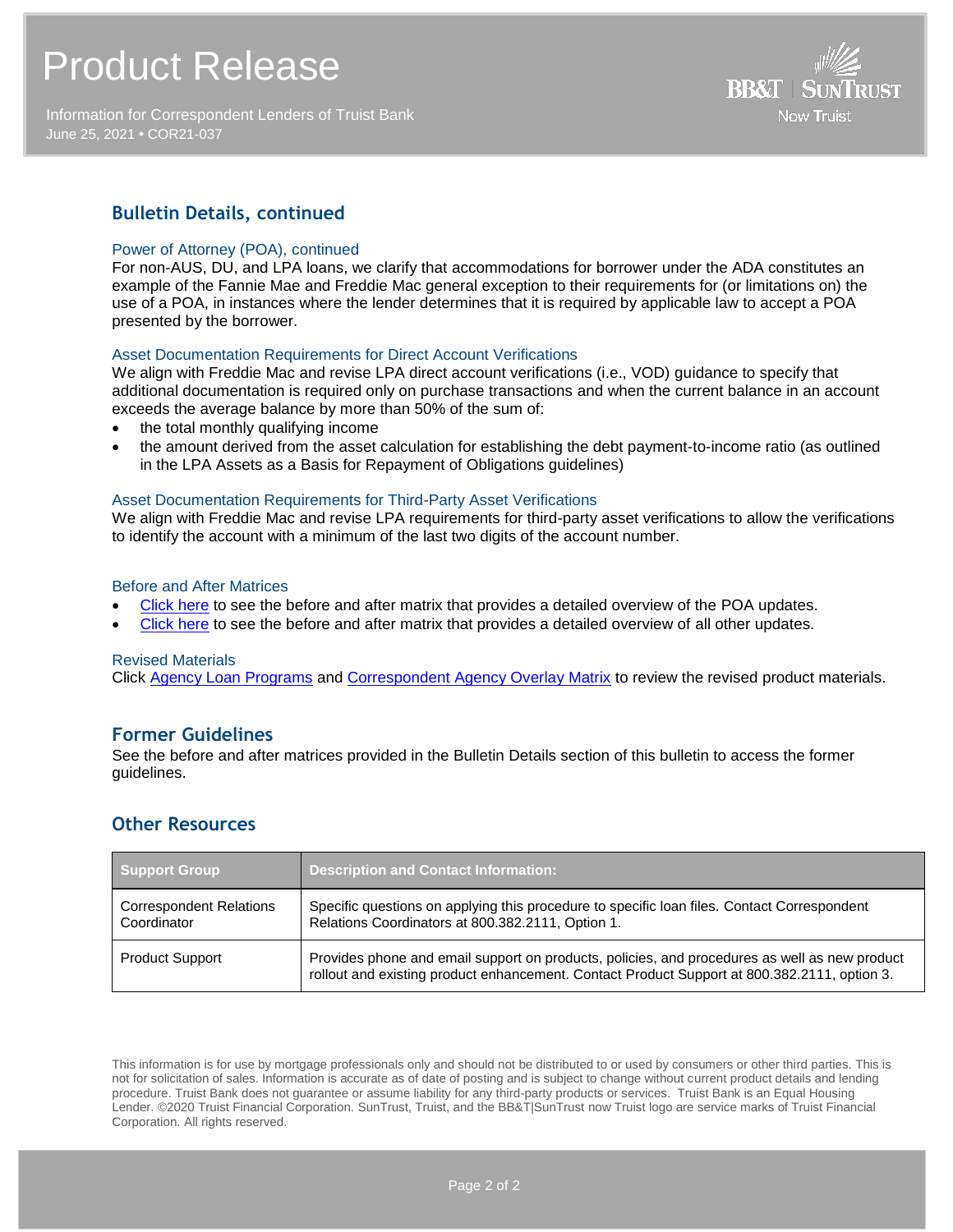## Bulletin Details, continued

### Power of Attorney (POA), continued

For non-AUS, DU, and LPA loans, we clarify that accommodations for borrower under the ADA constitutes an example of the Fannie Mae and Freddie Mac general exception to their requirements for (or limitations on) the use of a POA, in instances where the lender determines that it is required by applicable law to accept a POA presented by the borrower.

### Asset Documentation Requirements for Direct Account Verifications

We align with Freddie Mac and revise LPA direct account verifications (i.e., VOD) guidance to specify that additional documentation is required only on purchase transactions and when the current balance in an account exceeds the average balance by more than 50% of the sum of:

- the total monthly qualifying income
- the amount derived from the asset calculation for establishing the debt payment-to-income ratio (as outlined in the LPA Assets as a Basis for Repayment of Obligations guidelines)

### Asset Documentation Requirements for Third-Party Asset Verifications

We align with Freddie Mac and revise LPA requirements for third-party asset verifications to allow the verifications to identify the account with a minimum of the last two digits of the account number.

### Before and After Matrices

- Click here to see the before and after matrix that provides a detailed overview of the POA updates.
- Click here to see the before and after matrix that provides a detailed overview of all other updates.

### Revised Materials

Click Agency Loan Programs and Correspondent Agency Overlay Matrix to review the revised product materials.

## Former Guidelines

See the before and after matrices provided in the Bulletin Details section of this bulletin to access the former guidelines.

## Other Resources

| Support Group | Description and Contact Information: |
|---|---|
| Correspondent Relations Coordinator | Specific questions on applying this procedure to specific loan files. Contact Correspondent Relations Coordinators at 800.382.2111, Option 1. |
| Product Support | Provides phone and email support on products, policies, and procedures as well as new product rollout and existing product enhancement. Contact Product Support at 800.382.2111, option 3. |

This information is for use by mortgage professionals only and should not be distributed to or used by consumers or other third parties. This is not for solicitation of sales. Information is accurate as of date of posting and is subject to change without current product details and lending procedure. Truist Bank does not guarantee or assume liability for any third-party products or services. Truist Bank is an Equal Housing Lender. ©2020 Truist Financial Corporation. SunTrust, Truist, and the BB&T|SunTrust now Truist logo are service marks of Truist Financial Corporation. All rights reserved.